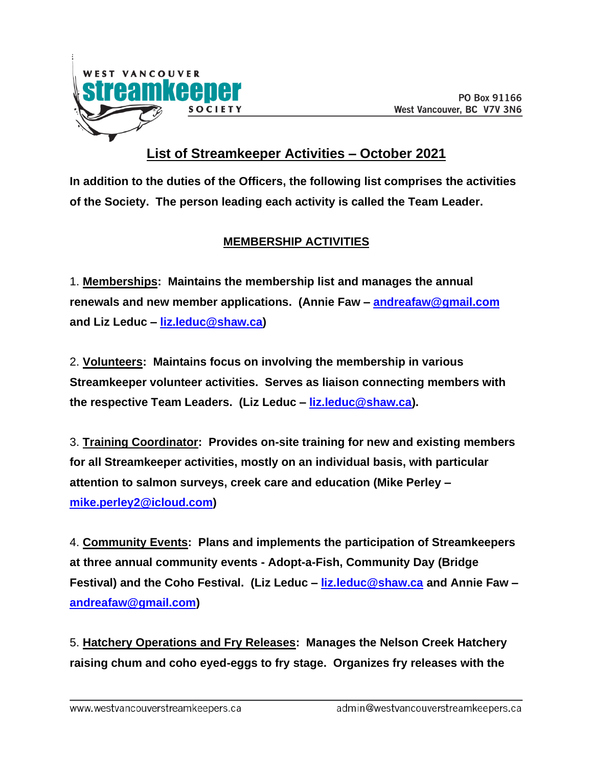WEST VANCOUVER
**streamkeeper**
SOCIETY

PO Box 91166
West Vancouver, BC V7V 3N6

# List of Streamkeeper Activities – October 2021

**In addition to the duties of the Officers, the following list comprises the activities of the Society. The person leading each activity is called the Team Leader.**

## MEMBERSHIP ACTIVITIES

1. **Memberships: Maintains the membership list and manages the annual renewals and new member applications. (Annie Faw – andreafaw@gmail.com and Liz Leduc – liz.leduc@shaw.ca)**

2. **Volunteers: Maintains focus on involving the membership in various Streamkeeper volunteer activities. Serves as liaison connecting members with the respective Team Leaders. (Liz Leduc – liz.leduc@shaw.ca).**

3. **Training Coordinator: Provides on-site training for new and existing members for all Streamkeeper activities, mostly on an individual basis, with particular attention to salmon surveys, creek care and education (Mike Perley – mike.perley2@icloud.com)**

4. **Community Events: Plans and implements the participation of Streamkeepers at three annual community events - Adopt-a-Fish, Community Day (Bridge Festival) and the Coho Festival. (Liz Leduc – liz.leduc@shaw.ca and Annie Faw – andreafaw@gmail.com)**

5. **Hatchery Operations and Fry Releases: Manages the Nelson Creek Hatchery raising chum and coho eyed-eggs to fry stage. Organizes fry releases with the**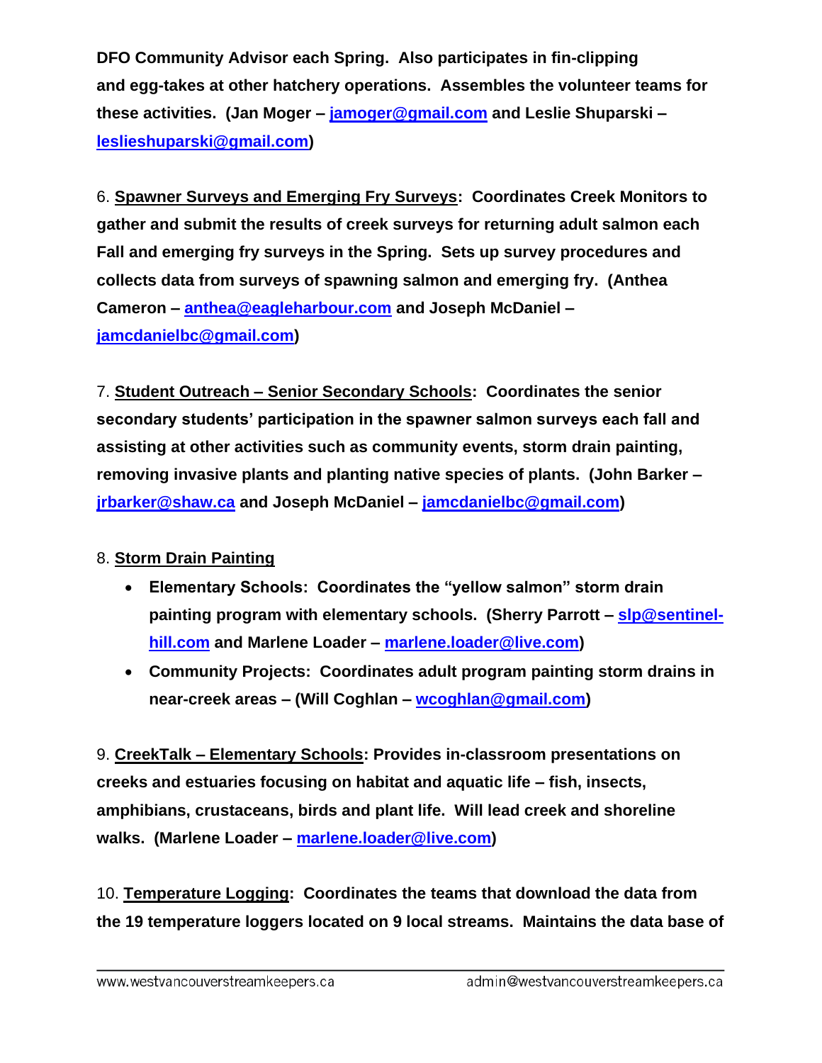**DFO Community Advisor each Spring. Also participates in fin-clipping and egg-takes at other hatchery operations. Assembles the volunteer teams for these activities. (Jan Moger – jamoger@gmail.com and Leslie Shuparski – leslieshuparski@gmail.com)**

6. **Spawner Surveys and Emerging Fry Surveys: Coordinates Creek Monitors to gather and submit the results of creek surveys for returning adult salmon each Fall and emerging fry surveys in the Spring. Sets up survey procedures and collects data from surveys of spawning salmon and emerging fry. (Anthea Cameron – anthea@eagleharbour.com and Joseph McDaniel – jamcdanielbc@gmail.com)**

7. **Student Outreach – Senior Secondary Schools: Coordinates the senior secondary students' participation in the spawner salmon surveys each fall and assisting at other activities such as community events, storm drain painting, removing invasive plants and planting native species of plants. (John Barker – jrbarker@shaw.ca and Joseph McDaniel – jamcdanielbc@gmail.com)**

8. **Storm Drain Painting**
   - **Elementary Schools: Coordinates the "yellow salmon" storm drain painting program with elementary schools. (Sherry Parrott – slp@sentinel-hill.com and Marlene Loader – marlene.loader@live.com)**
   - **Community Projects: Coordinates adult program painting storm drains in near-creek areas – (Will Coghlan – wcoghlan@gmail.com)**

9. **CreekTalk – Elementary Schools: Provides in-classroom presentations on creeks and estuaries focusing on habitat and aquatic life – fish, insects, amphibians, crustaceans, birds and plant life. Will lead creek and shoreline walks. (Marlene Loader – marlene.loader@live.com)**

10. **Temperature Logging: Coordinates the teams that download the data from the 19 temperature loggers located on 9 local streams. Maintains the data base of**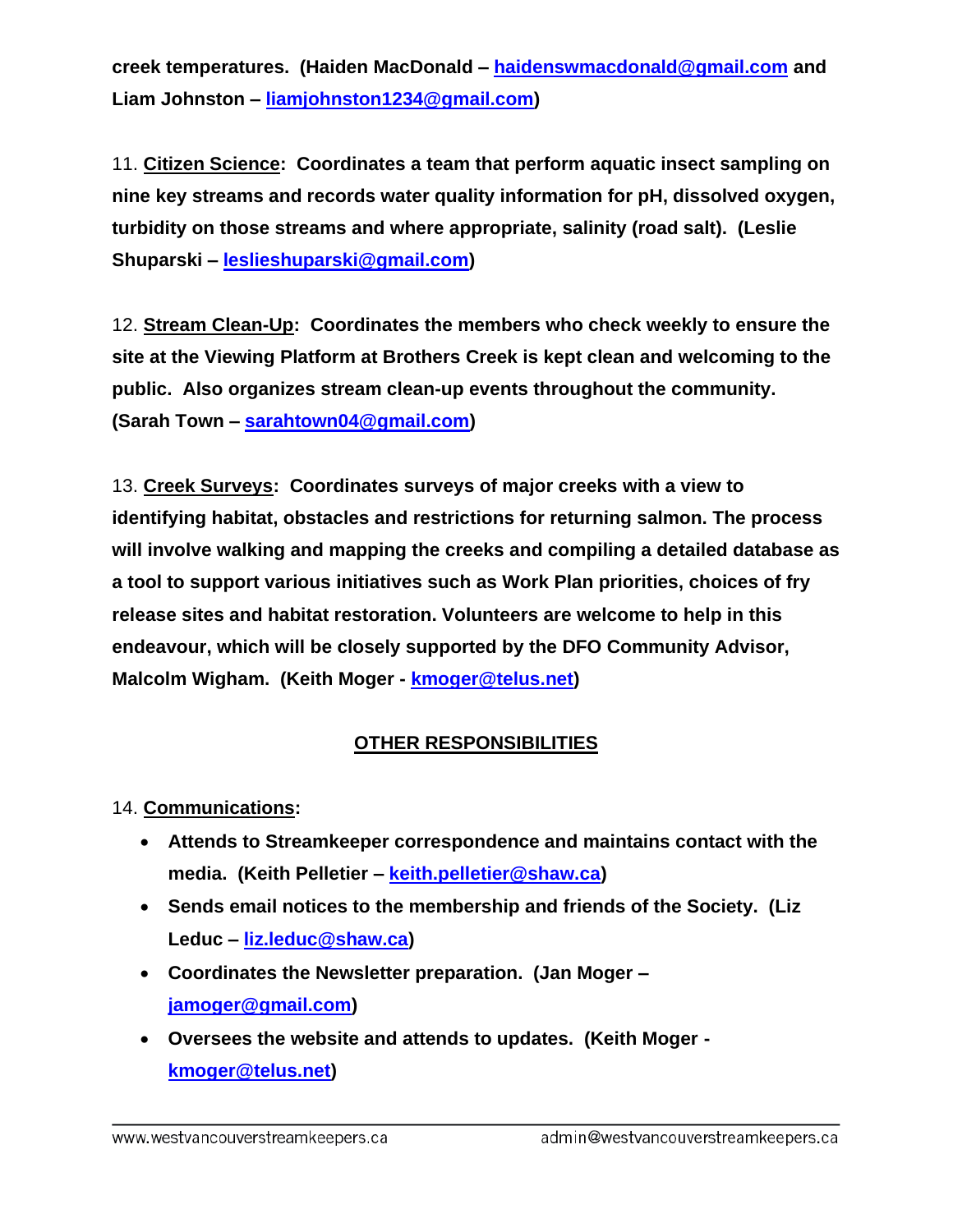**creek temperatures. (Haiden MacDonald – haidenswmacdonald@gmail.com and Liam Johnston – liamjohnston1234@gmail.com)**

11. **Citizen Science: Coordinates a team that perform aquatic insect sampling on nine key streams and records water quality information for pH, dissolved oxygen, turbidity on those streams and where appropriate, salinity (road salt). (Leslie Shuparski – leslieshuparski@gmail.com)**

12. **Stream Clean-Up: Coordinates the members who check weekly to ensure the site at the Viewing Platform at Brothers Creek is kept clean and welcoming to the public. Also organizes stream clean-up events throughout the community. (Sarah Town – sarahtown04@gmail.com)**

13. **Creek Surveys: Coordinates surveys of major creeks with a view to identifying habitat, obstacles and restrictions for returning salmon. The process will involve walking and mapping the creeks and compiling a detailed database as a tool to support various initiatives such as Work Plan priorities, choices of fry release sites and habitat restoration. Volunteers are welcome to help in this endeavour, which will be closely supported by the DFO Community Advisor, Malcolm Wigham. (Keith Moger - kmoger@telus.net)**

## OTHER RESPONSIBILITIES

14. **Communications:**

- **Attends to Streamkeeper correspondence and maintains contact with the media. (Keith Pelletier – keith.pelletier@shaw.ca)**
- **Sends email notices to the membership and friends of the Society. (Liz Leduc – liz.leduc@shaw.ca)**
- **Coordinates the Newsletter preparation. (Jan Moger – jamoger@gmail.com)**
- **Oversees the website and attends to updates. (Keith Moger - kmoger@telus.net)**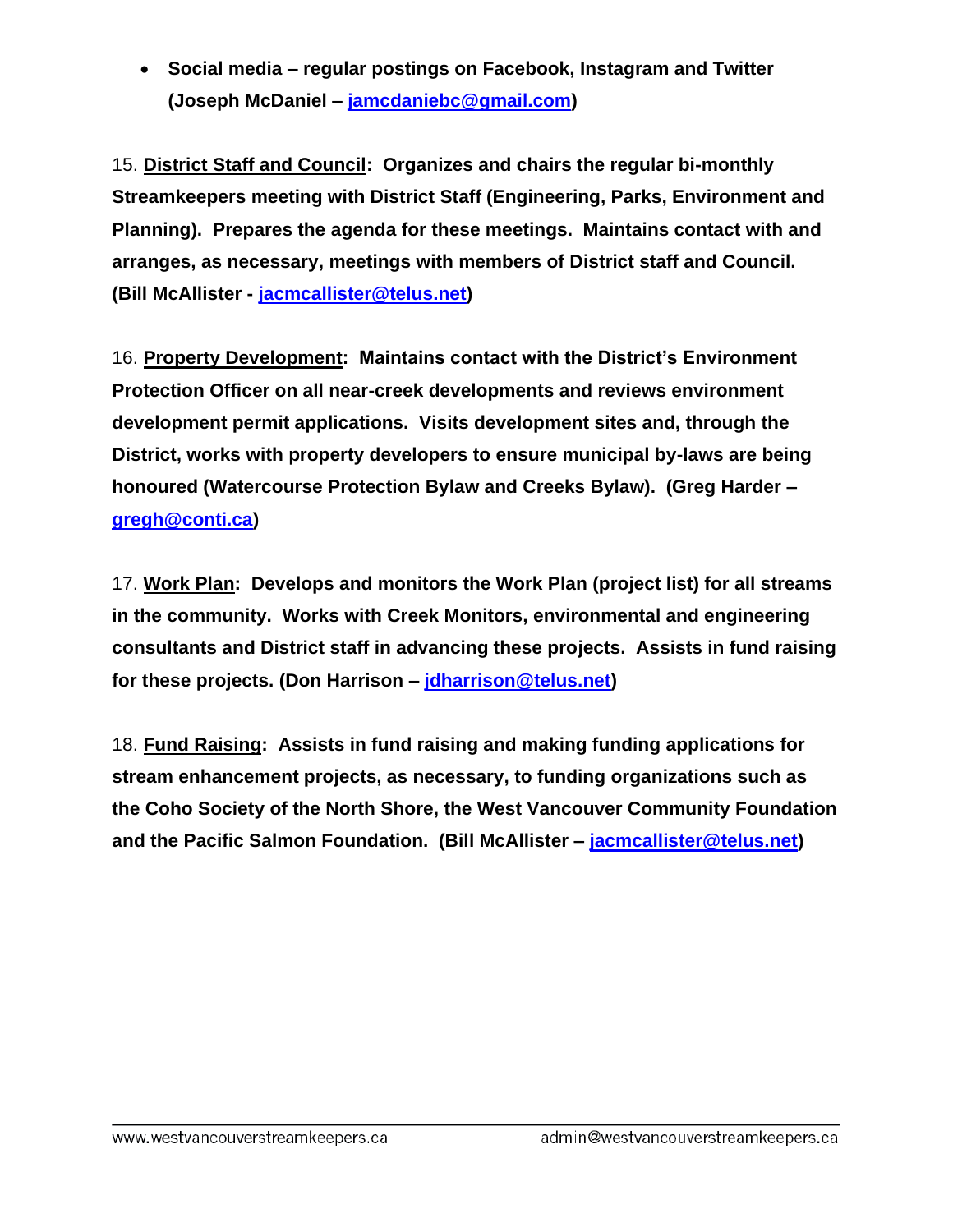- **Social media – regular postings on Facebook, Instagram and Twitter (Joseph McDaniel – jamcdaniebc@gmail.com)**

15. **District Staff and Council: Organizes and chairs the regular bi-monthly Streamkeepers meeting with District Staff (Engineering, Parks, Environment and Planning). Prepares the agenda for these meetings. Maintains contact with and arranges, as necessary, meetings with members of District staff and Council. (Bill McAllister - jacmcallister@telus.net)**

16. **Property Development: Maintains contact with the District's Environment Protection Officer on all near-creek developments and reviews environment development permit applications. Visits development sites and, through the District, works with property developers to ensure municipal by-laws are being honoured (Watercourse Protection Bylaw and Creeks Bylaw). (Greg Harder – gregh@conti.ca)**

17. **Work Plan: Develops and monitors the Work Plan (project list) for all streams in the community. Works with Creek Monitors, environmental and engineering consultants and District staff in advancing these projects. Assists in fund raising for these projects. (Don Harrison – jdharrison@telus.net)**

18. **Fund Raising: Assists in fund raising and making funding applications for stream enhancement projects, as necessary, to funding organizations such as the Coho Society of the North Shore, the West Vancouver Community Foundation and the Pacific Salmon Foundation. (Bill McAllister – jacmcallister@telus.net)**